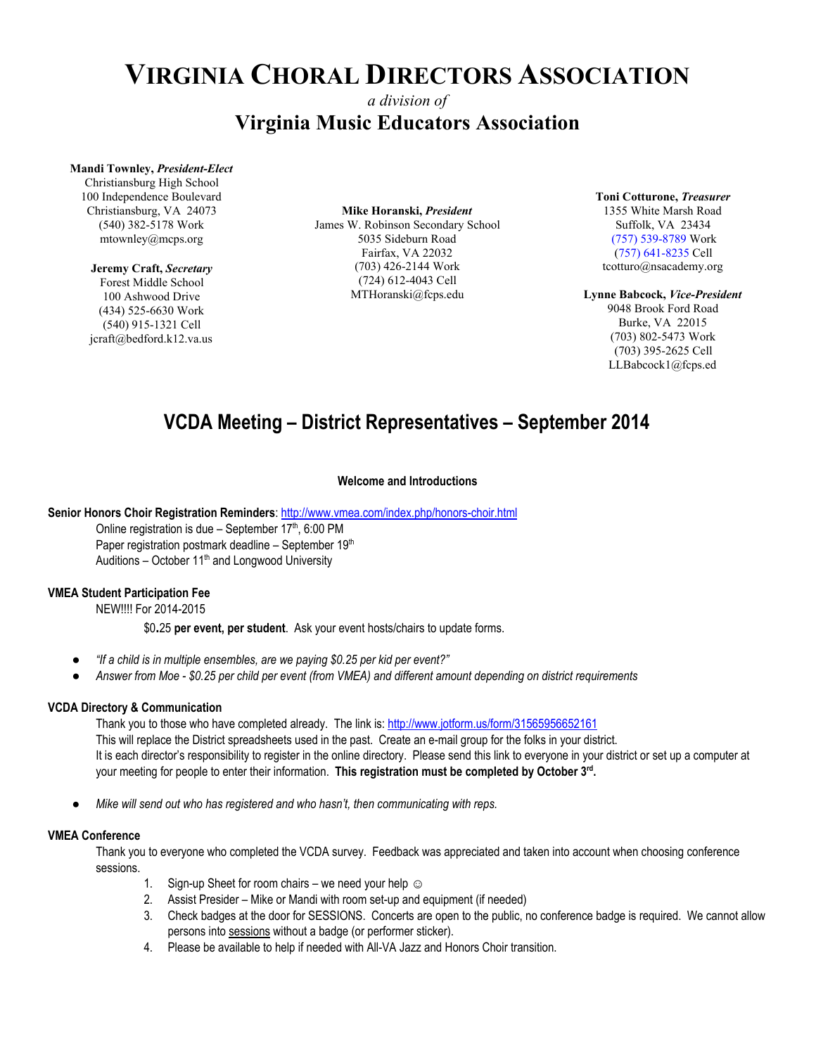# VIRGINIA CHORAL DIRECTORS ASSOCIATION

*a division of*

## Virginia Music Educators Association

**Mandi Townley, *President-Elect***
Christiansburg High School
100 Independence Boulevard
Christiansburg, VA 24073
(540) 382-5178 Work
mtownley@mcps.org

**Jeremy Craft, *Secretary***
Forest Middle School
100 Ashwood Drive
(434) 525-6630 Work
(540) 915-1321 Cell
jcraft@bedford.k12.va.us

**Mike Horanski, *President***
James W. Robinson Secondary School
5035 Sideburn Road
Fairfax, VA 22032
(703) 426-2144 Work
(724) 612-4043 Cell
MTHoranski@fcps.edu

**Toni Cotturone, *Treasurer***
1355 White Marsh Road
Suffolk, VA 23434
(757) 539-8789 Work
(757) 641-8235 Cell
tcotturo@nsacademy.org

**Lynne Babcock, *Vice-President***
9048 Brook Ford Road
Burke, VA 22015
(703) 802-5473 Work
(703) 395-2625 Cell
LLBabcock1@fcps.ed

## VCDA Meeting – District Representatives – September 2014

**Welcome and Introductions**

**Senior Honors Choir Registration Reminders**: http://www.vmea.com/index.php/honors-choir.html

Online registration is due – September 17th, 6:00 PM
Paper registration postmark deadline – September 19th
Auditions – October 11th and Longwood University

**VMEA Student Participation Fee**

NEW!!!! For 2014-2015

$0.25 **per event, per student**. Ask your event hosts/chairs to update forms.

- *"If a child is in multiple ensembles, are we paying $0.25 per kid per event?"*
- *Answer from Moe - $0.25 per child per event (from VMEA) and different amount depending on district requirements*

**VCDA Directory & Communication**

Thank you to those who have completed already. The link is: http://www.jotform.us/form/31565956652161
This will replace the District spreadsheets used in the past. Create an e-mail group for the folks in your district.
It is each director's responsibility to register in the online directory. Please send this link to everyone in your district or set up a computer at your meeting for people to enter their information. **This registration must be completed by October 3rd.**

- *Mike will send out who has registered and who hasn't, then communicating with reps.*

**VMEA Conference**

Thank you to everyone who completed the VCDA survey. Feedback was appreciated and taken into account when choosing conference sessions.

1. Sign-up Sheet for room chairs – we need your help ☺
2. Assist Presider – Mike or Mandi with room set-up and equipment (if needed)
3. Check badges at the door for SESSIONS. Concerts are open to the public, no conference badge is required. We cannot allow persons into sessions without a badge (or performer sticker).
4. Please be available to help if needed with All-VA Jazz and Honors Choir transition.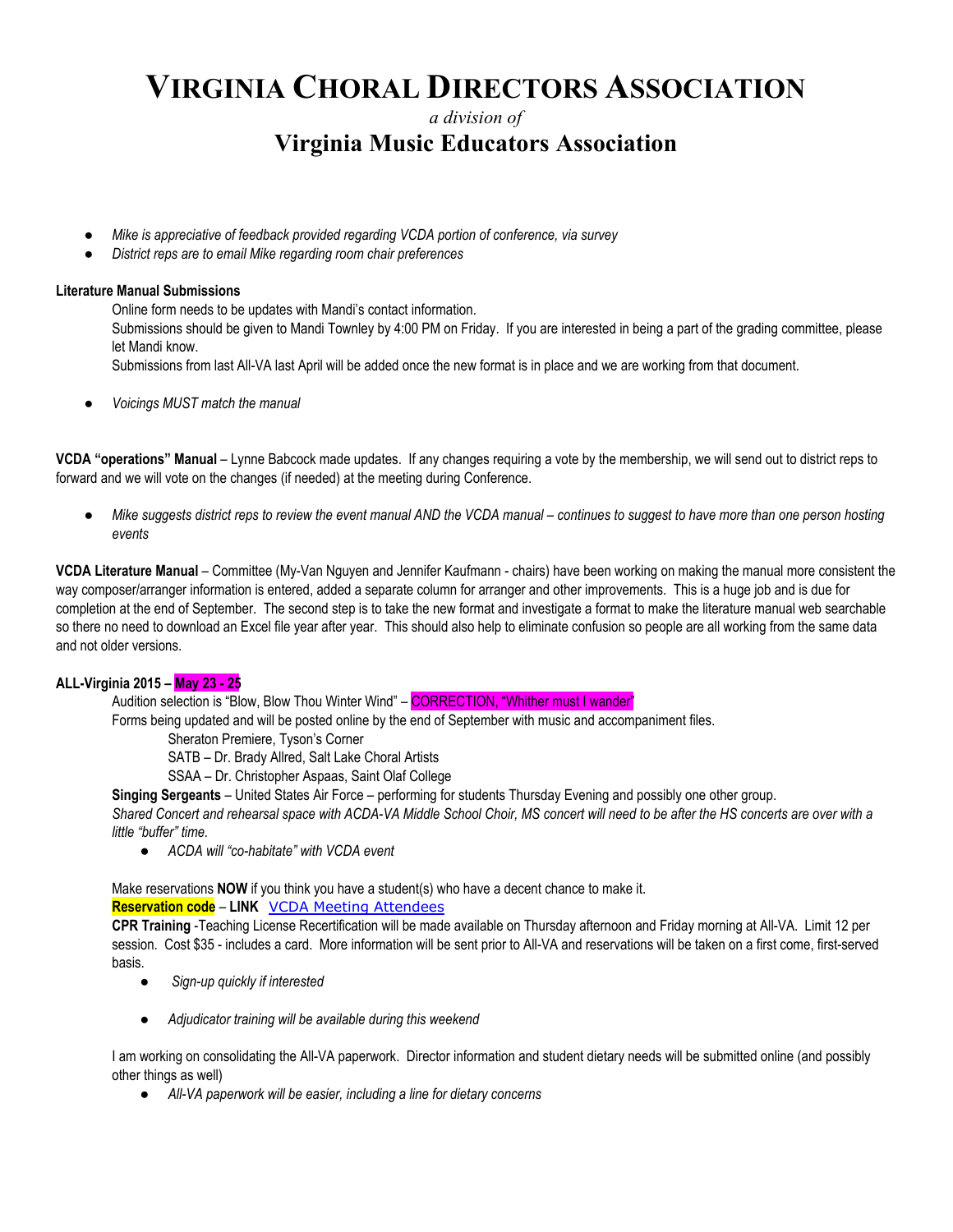# VIRGINIA CHORAL DIRECTORS ASSOCIATION

*a division of*

## Virginia Music Educators Association

- *Mike is appreciative of feedback provided regarding VCDA portion of conference, via survey*
- *District reps are to email Mike regarding room chair preferences*

**Literature Manual Submissions**

Online form needs to be updates with Mandi's contact information.

Submissions should be given to Mandi Townley by 4:00 PM on Friday. If you are interested in being a part of the grading committee, please let Mandi know.

Submissions from last All-VA last April will be added once the new format is in place and we are working from that document.

- *Voicings MUST match the manual*

**VCDA "operations" Manual** – Lynne Babcock made updates. If any changes requiring a vote by the membership, we will send out to district reps to forward and we will vote on the changes (if needed) at the meeting during Conference.

- *Mike suggests district reps to review the event manual AND the VCDA manual – continues to suggest to have more than one person hosting events*

**VCDA Literature Manual** – Committee (My-Van Nguyen and Jennifer Kaufmann - chairs) have been working on making the manual more consistent the way composer/arranger information is entered, added a separate column for arranger and other improvements. This is a huge job and is due for completion at the end of September. The second step is to take the new format and investigate a format to make the literature manual web searchable so there no need to download an Excel file year after year. This should also help to eliminate confusion so people are all working from the same data and not older versions.

**ALL-Virginia 2015 – May 23 - 25**

Audition selection is "Blow, Blow Thou Winter Wind" – CORRECTION, "Whither must I wander"

Forms being updated and will be posted online by the end of September with music and accompaniment files.

Sheraton Premiere, Tyson's Corner

SATB – Dr. Brady Allred, Salt Lake Choral Artists

SSAA – Dr. Christopher Aspaas, Saint Olaf College

**Singing Sergeants** – United States Air Force – performing for students Thursday Evening and possibly one other group.

*Shared Concert and rehearsal space with ACDA-VA Middle School Choir, MS concert will need to be after the HS concerts are over with a little "buffer" time.*

- *ACDA will "co-habitate" with VCDA event*

Make reservations **NOW** if you think you have a student(s) who have a decent chance to make it.

**Reservation code** – **LINK** VCDA Meeting Attendees

**CPR Training** -Teaching License Recertification will be made available on Thursday afternoon and Friday morning at All-VA. Limit 12 per session. Cost $35 - includes a card. More information will be sent prior to All-VA and reservations will be taken on a first come, first-served basis.

- *Sign-up quickly if interested*

- *Adjudicator training will be available during this weekend*

I am working on consolidating the All-VA paperwork. Director information and student dietary needs will be submitted online (and possibly other things as well)

- *All-VA paperwork will be easier, including a line for dietary concerns*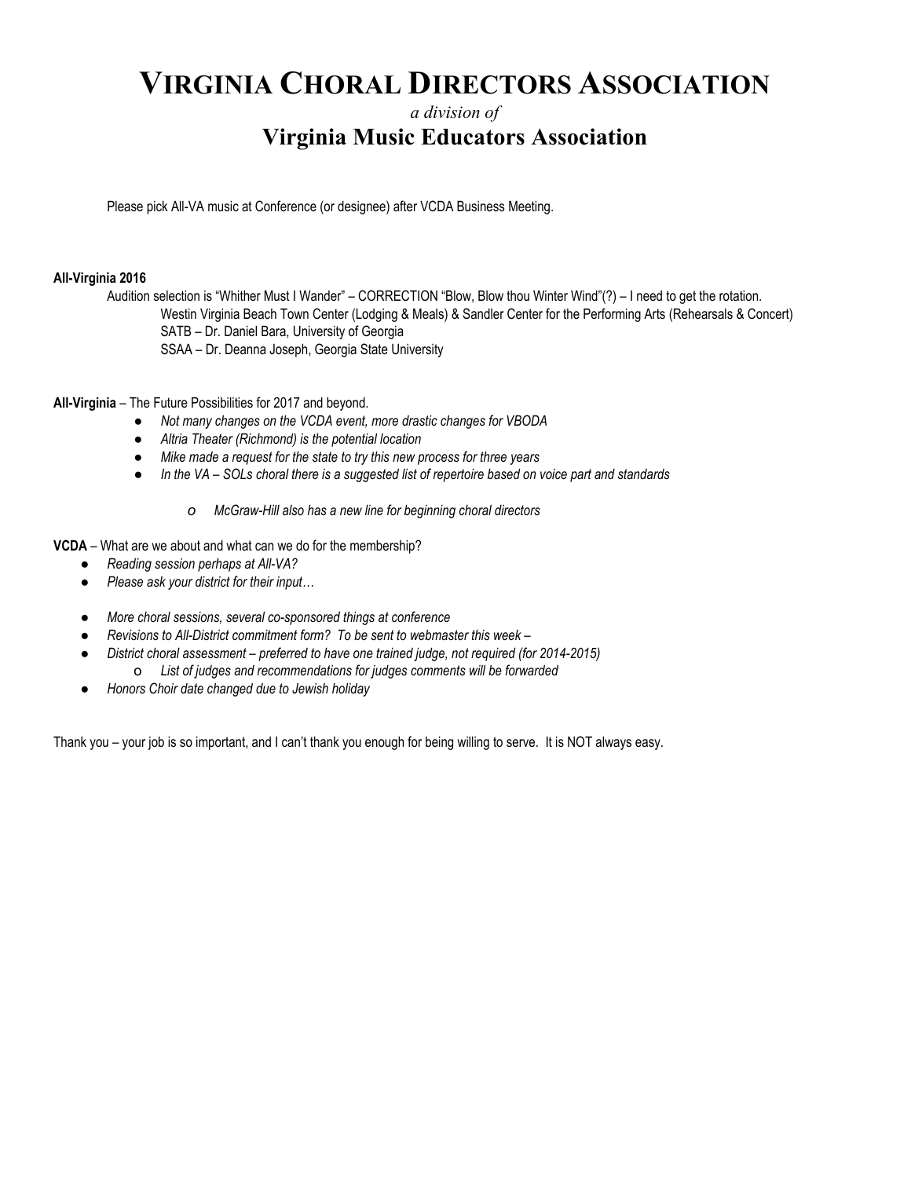# Virginia Choral Directors Association

*a division of*

## Virginia Music Educators Association

Please pick All-VA music at Conference (or designee) after VCDA Business Meeting.

**All-Virginia 2016**

Audition selection is "Whither Must I Wander" – CORRECTION "Blow, Blow thou Winter Wind"(?) – I need to get the rotation.

Westin Virginia Beach Town Center (Lodging & Meals) & Sandler Center for the Performing Arts (Rehearsals & Concert)

SATB – Dr. Daniel Bara, University of Georgia

SSAA – Dr. Deanna Joseph, Georgia State University

**All-Virginia** – The Future Possibilities for 2017 and beyond.

- *Not many changes on the VCDA event, more drastic changes for VBODA*
- *Altria Theater (Richmond) is the potential location*
- *Mike made a request for the state to try this new process for three years*
- *In the VA – SOLs choral there is a suggested list of repertoire based on voice part and standards*
  - *McGraw-Hill also has a new line for beginning choral directors*

**VCDA** – What are we about and what can we do for the membership?

- *Reading session perhaps at All-VA?*
- *Please ask your district for their input…*
- *More choral sessions, several co-sponsored things at conference*
- *Revisions to All-District commitment form? To be sent to webmaster this week –*
- *District choral assessment – preferred to have one trained judge, not required (for 2014-2015)*
  - *List of judges and recommendations for judges comments will be forwarded*
- *Honors Choir date changed due to Jewish holiday*

Thank you – your job is so important, and I can't thank you enough for being willing to serve. It is NOT always easy.